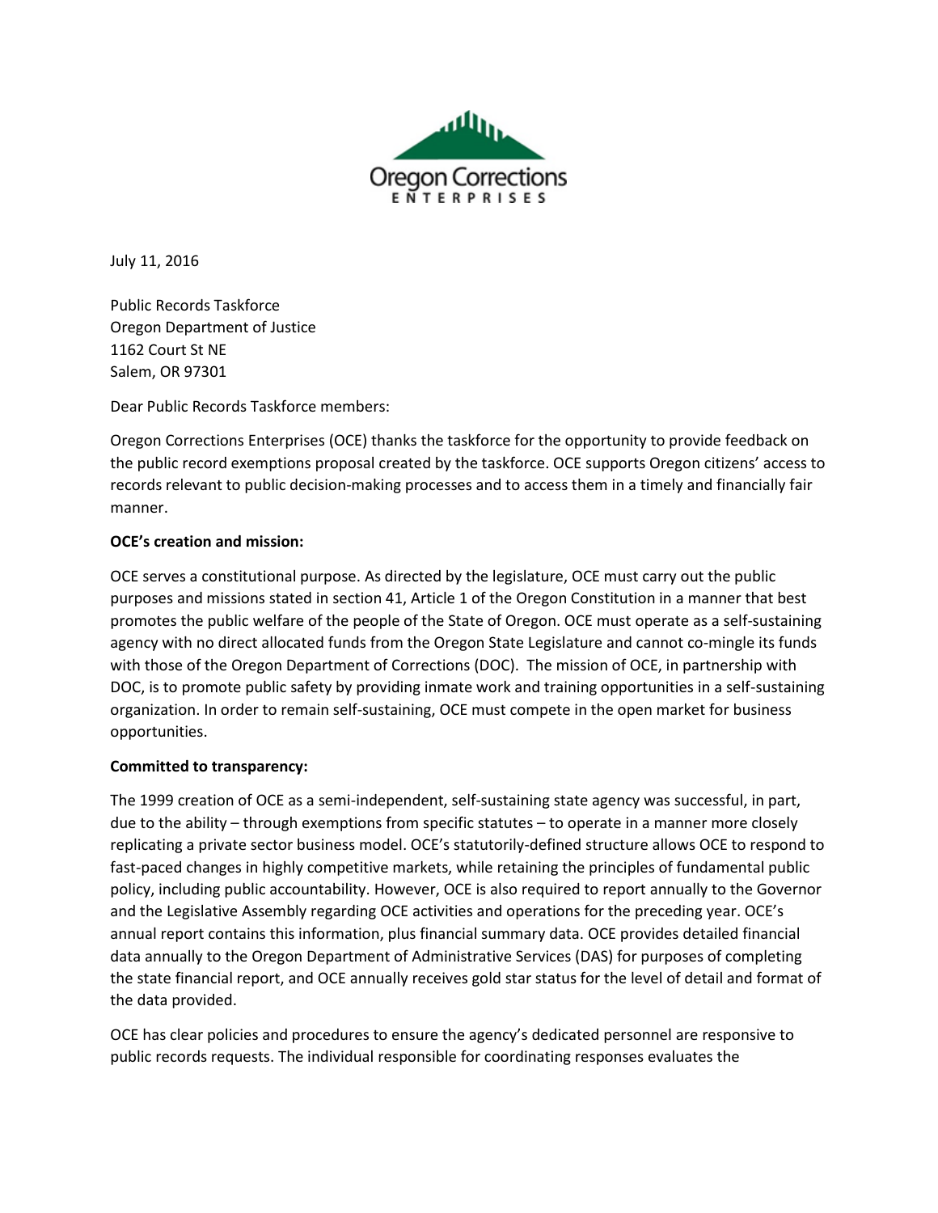Oregon Corrections
ENTERPRISES

July 11, 2016

Public Records Taskforce
Oregon Department of Justice
1162 Court St NE
Salem, OR 97301

Dear Public Records Taskforce members:

Oregon Corrections Enterprises (OCE) thanks the taskforce for the opportunity to provide feedback on the public record exemptions proposal created by the taskforce. OCE supports Oregon citizens' access to records relevant to public decision-making processes and to access them in a timely and financially fair manner.

**OCE's creation and mission:**

OCE serves a constitutional purpose. As directed by the legislature, OCE must carry out the public purposes and missions stated in section 41, Article 1 of the Oregon Constitution in a manner that best promotes the public welfare of the people of the State of Oregon. OCE must operate as a self-sustaining agency with no direct allocated funds from the Oregon State Legislature and cannot co-mingle its funds with those of the Oregon Department of Corrections (DOC). The mission of OCE, in partnership with DOC, is to promote public safety by providing inmate work and training opportunities in a self-sustaining organization. In order to remain self-sustaining, OCE must compete in the open market for business opportunities.

**Committed to transparency:**

The 1999 creation of OCE as a semi-independent, self-sustaining state agency was successful, in part, due to the ability – through exemptions from specific statutes – to operate in a manner more closely replicating a private sector business model. OCE's statutorily-defined structure allows OCE to respond to fast-paced changes in highly competitive markets, while retaining the principles of fundamental public policy, including public accountability. However, OCE is also required to report annually to the Governor and the Legislative Assembly regarding OCE activities and operations for the preceding year. OCE's annual report contains this information, plus financial summary data. OCE provides detailed financial data annually to the Oregon Department of Administrative Services (DAS) for purposes of completing the state financial report, and OCE annually receives gold star status for the level of detail and format of the data provided.

OCE has clear policies and procedures to ensure the agency's dedicated personnel are responsive to public records requests. The individual responsible for coordinating responses evaluates the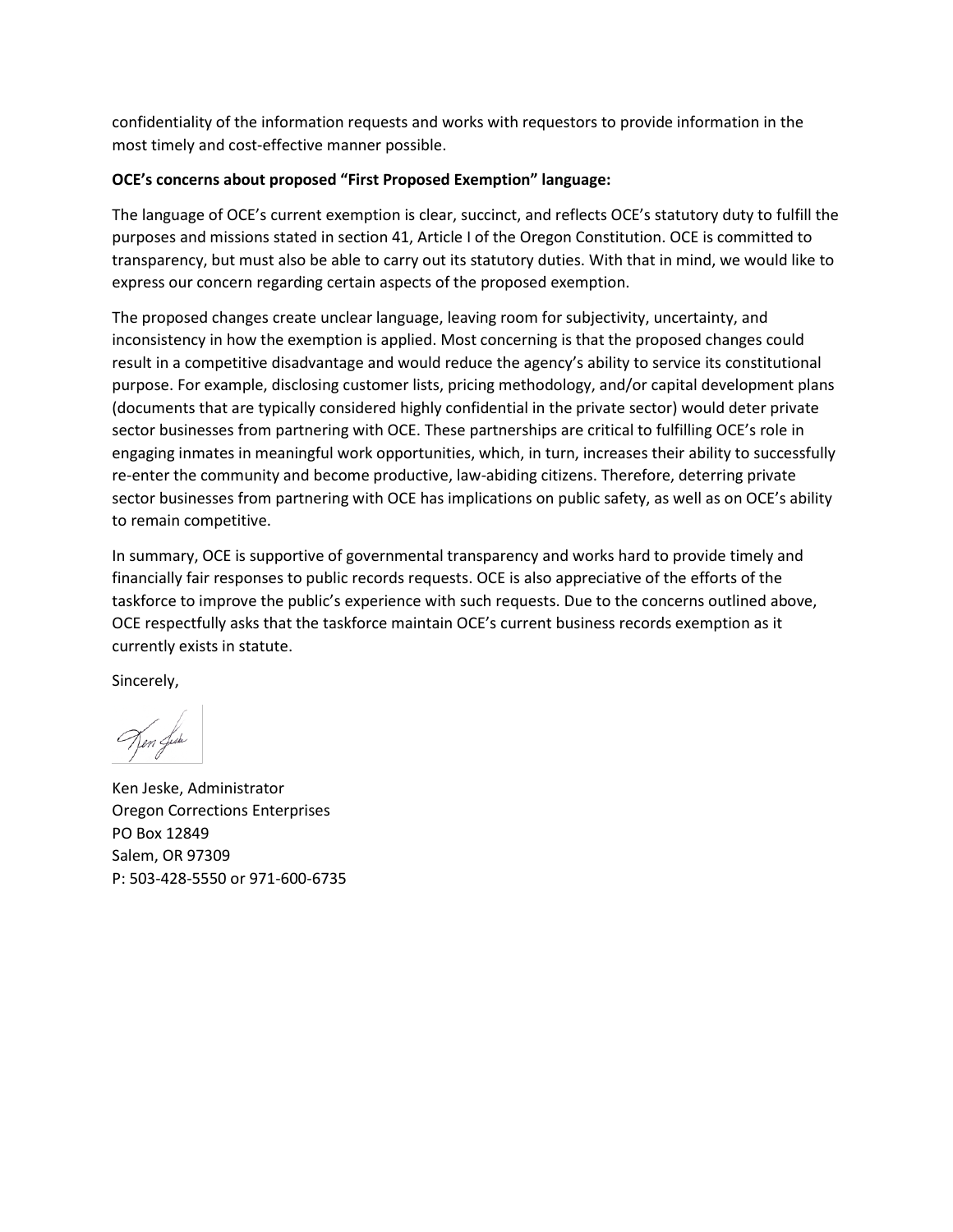confidentiality of the information requests and works with requestors to provide information in the most timely and cost-effective manner possible.

**OCE's concerns about proposed "First Proposed Exemption" language:**

The language of OCE's current exemption is clear, succinct, and reflects OCE's statutory duty to fulfill the purposes and missions stated in section 41, Article I of the Oregon Constitution. OCE is committed to transparency, but must also be able to carry out its statutory duties. With that in mind, we would like to express our concern regarding certain aspects of the proposed exemption.

The proposed changes create unclear language, leaving room for subjectivity, uncertainty, and inconsistency in how the exemption is applied. Most concerning is that the proposed changes could result in a competitive disadvantage and would reduce the agency's ability to service its constitutional purpose. For example, disclosing customer lists, pricing methodology, and/or capital development plans (documents that are typically considered highly confidential in the private sector) would deter private sector businesses from partnering with OCE. These partnerships are critical to fulfilling OCE's role in engaging inmates in meaningful work opportunities, which, in turn, increases their ability to successfully re-enter the community and become productive, law-abiding citizens. Therefore, deterring private sector businesses from partnering with OCE has implications on public safety, as well as on OCE's ability to remain competitive.

In summary, OCE is supportive of governmental transparency and works hard to provide timely and financially fair responses to public records requests. OCE is also appreciative of the efforts of the taskforce to improve the public's experience with such requests. Due to the concerns outlined above, OCE respectfully asks that the taskforce maintain OCE's current business records exemption as it currently exists in statute.

Sincerely,

Ken Jeske, Administrator
Oregon Corrections Enterprises
PO Box 12849
Salem, OR 97309
P: 503-428-5550 or 971-600-6735